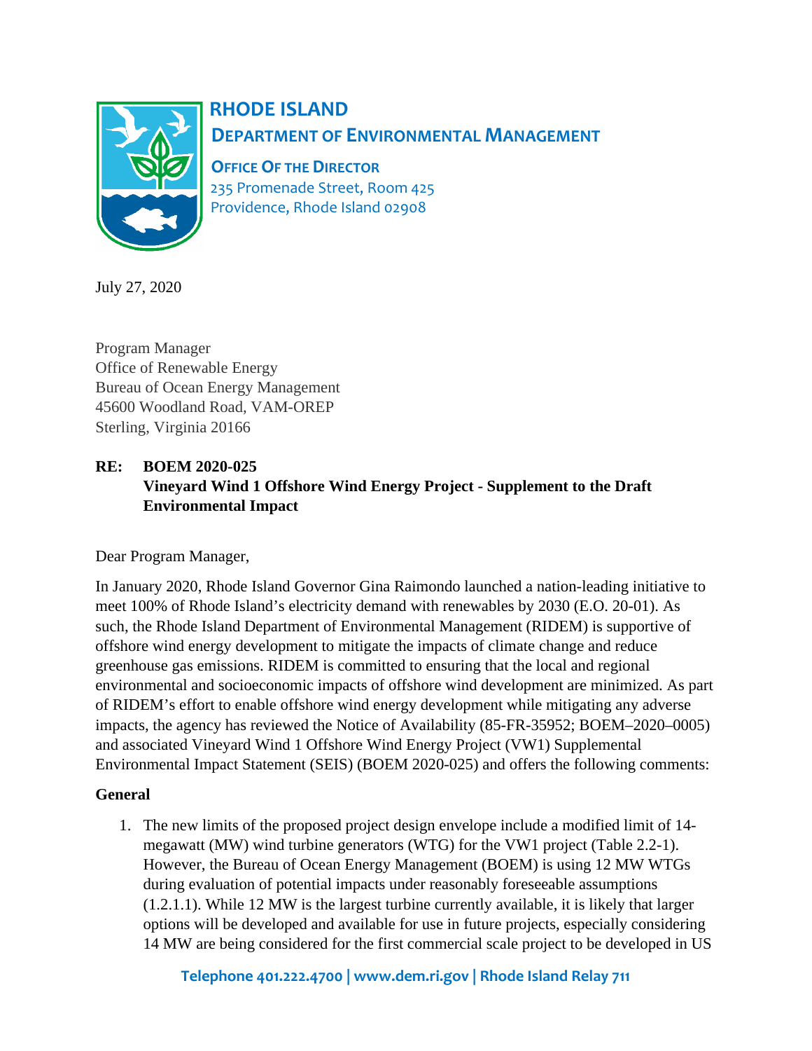# RHODE ISLAND

## DEPARTMENT OF ENVIRONMENTAL MANAGEMENT

**OFFICE OF THE DIRECTOR**
235 Promenade Street, Room 425
Providence, Rhode Island 02908

July 27, 2020

Program Manager
Office of Renewable Energy
Bureau of Ocean Energy Management
45600 Woodland Road, VAM-OREP
Sterling, Virginia 20166

**RE: BOEM 2020-025**
**Vineyard Wind 1 Offshore Wind Energy Project - Supplement to the Draft Environmental Impact**

Dear Program Manager,

In January 2020, Rhode Island Governor Gina Raimondo launched a nation-leading initiative to meet 100% of Rhode Island's electricity demand with renewables by 2030 (E.O. 20-01). As such, the Rhode Island Department of Environmental Management (RIDEM) is supportive of offshore wind energy development to mitigate the impacts of climate change and reduce greenhouse gas emissions. RIDEM is committed to ensuring that the local and regional environmental and socioeconomic impacts of offshore wind development are minimized. As part of RIDEM's effort to enable offshore wind energy development while mitigating any adverse impacts, the agency has reviewed the Notice of Availability (85-FR-35952; BOEM–2020–0005) and associated Vineyard Wind 1 Offshore Wind Energy Project (VW1) Supplemental Environmental Impact Statement (SEIS) (BOEM 2020-025) and offers the following comments:

**General**

1. The new limits of the proposed project design envelope include a modified limit of 14-megawatt (MW) wind turbine generators (WTG) for the VW1 project (Table 2.2-1). However, the Bureau of Ocean Energy Management (BOEM) is using 12 MW WTGs during evaluation of potential impacts under reasonably foreseeable assumptions (1.2.1.1). While 12 MW is the largest turbine currently available, it is likely that larger options will be developed and available for use in future projects, especially considering 14 MW are being considered for the first commercial scale project to be developed in US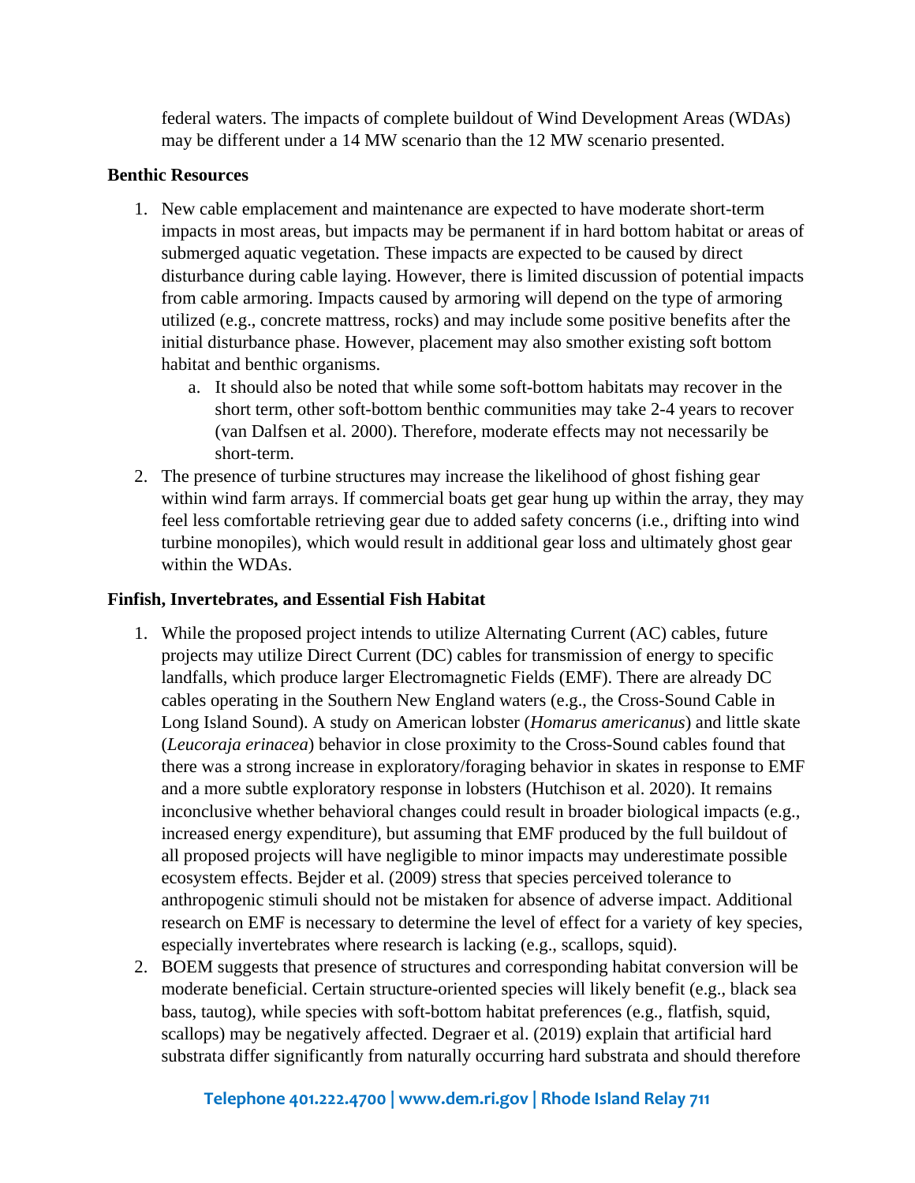federal waters. The impacts of complete buildout of Wind Development Areas (WDAs) may be different under a 14 MW scenario than the 12 MW scenario presented.

**Benthic Resources**

1. New cable emplacement and maintenance are expected to have moderate short-term impacts in most areas, but impacts may be permanent if in hard bottom habitat or areas of submerged aquatic vegetation. These impacts are expected to be caused by direct disturbance during cable laying. However, there is limited discussion of potential impacts from cable armoring. Impacts caused by armoring will depend on the type of armoring utilized (e.g., concrete mattress, rocks) and may include some positive benefits after the initial disturbance phase. However, placement may also smother existing soft bottom habitat and benthic organisms.
    a. It should also be noted that while some soft-bottom habitats may recover in the short term, other soft-bottom benthic communities may take 2-4 years to recover (van Dalfsen et al. 2000). Therefore, moderate effects may not necessarily be short-term.
2. The presence of turbine structures may increase the likelihood of ghost fishing gear within wind farm arrays. If commercial boats get gear hung up within the array, they may feel less comfortable retrieving gear due to added safety concerns (i.e., drifting into wind turbine monopiles), which would result in additional gear loss and ultimately ghost gear within the WDAs.

**Finfish, Invertebrates, and Essential Fish Habitat**

1. While the proposed project intends to utilize Alternating Current (AC) cables, future projects may utilize Direct Current (DC) cables for transmission of energy to specific landfalls, which produce larger Electromagnetic Fields (EMF). There are already DC cables operating in the Southern New England waters (e.g., the Cross-Sound Cable in Long Island Sound). A study on American lobster (*Homarus americanus*) and little skate (*Leucoraja erinacea*) behavior in close proximity to the Cross-Sound cables found that there was a strong increase in exploratory/foraging behavior in skates in response to EMF and a more subtle exploratory response in lobsters (Hutchison et al. 2020). It remains inconclusive whether behavioral changes could result in broader biological impacts (e.g., increased energy expenditure), but assuming that EMF produced by the full buildout of all proposed projects will have negligible to minor impacts may underestimate possible ecosystem effects. Bejder et al. (2009) stress that species perceived tolerance to anthropogenic stimuli should not be mistaken for absence of adverse impact. Additional research on EMF is necessary to determine the level of effect for a variety of key species, especially invertebrates where research is lacking (e.g., scallops, squid).
2. BOEM suggests that presence of structures and corresponding habitat conversion will be moderate beneficial. Certain structure-oriented species will likely benefit (e.g., black sea bass, tautog), while species with soft-bottom habitat preferences (e.g., flatfish, squid, scallops) may be negatively affected. Degraer et al. (2019) explain that artificial hard substrata differ significantly from naturally occurring hard substrata and should therefore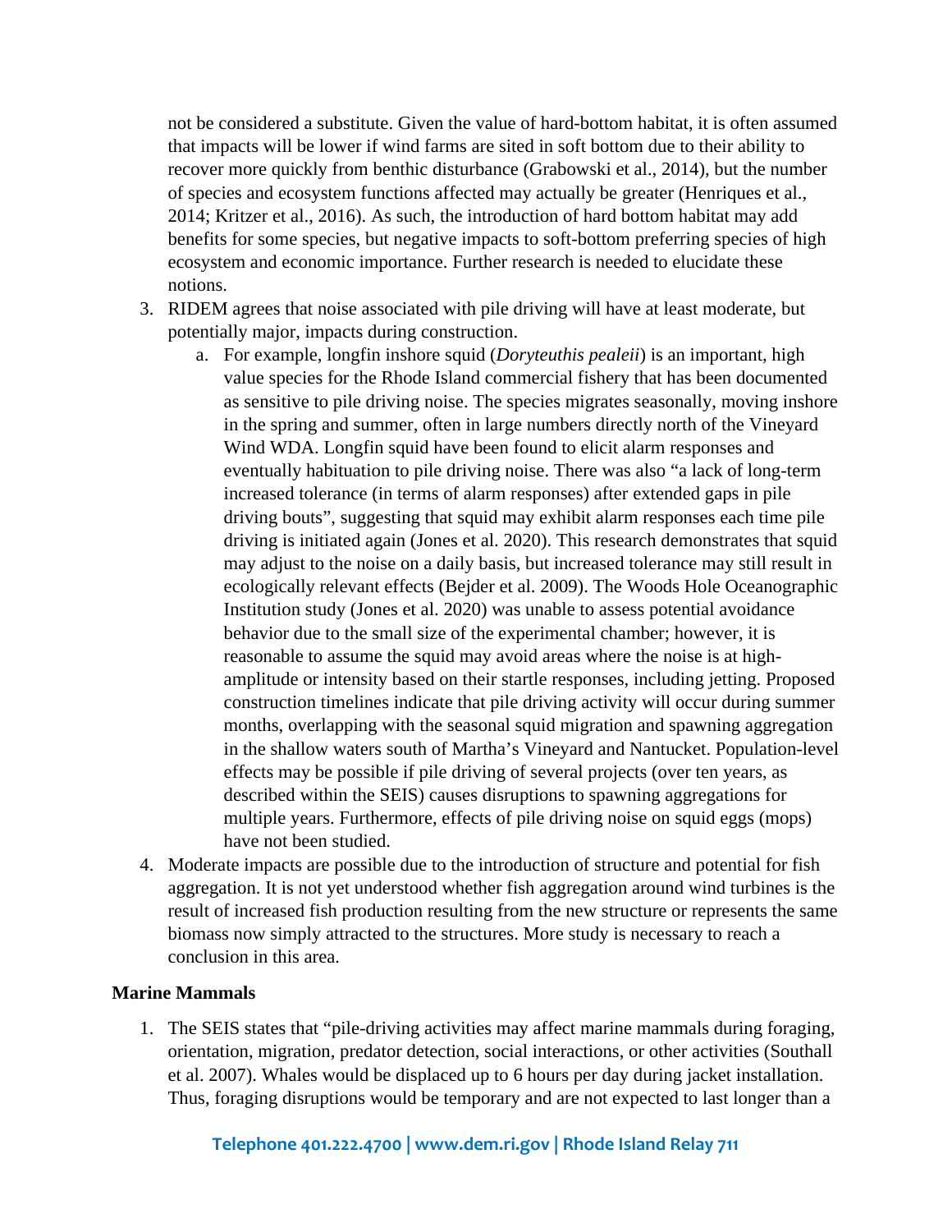not be considered a substitute. Given the value of hard-bottom habitat, it is often assumed that impacts will be lower if wind farms are sited in soft bottom due to their ability to recover more quickly from benthic disturbance (Grabowski et al., 2014), but the number of species and ecosystem functions affected may actually be greater (Henriques et al., 2014; Kritzer et al., 2016). As such, the introduction of hard bottom habitat may add benefits for some species, but negative impacts to soft-bottom preferring species of high ecosystem and economic importance. Further research is needed to elucidate these notions.

3. RIDEM agrees that noise associated with pile driving will have at least moderate, but potentially major, impacts during construction.
    a. For example, longfin inshore squid (*Doryteuthis pealeii*) is an important, high value species for the Rhode Island commercial fishery that has been documented as sensitive to pile driving noise. The species migrates seasonally, moving inshore in the spring and summer, often in large numbers directly north of the Vineyard Wind WDA. Longfin squid have been found to elicit alarm responses and eventually habituation to pile driving noise. There was also "a lack of long-term increased tolerance (in terms of alarm responses) after extended gaps in pile driving bouts", suggesting that squid may exhibit alarm responses each time pile driving is initiated again (Jones et al. 2020). This research demonstrates that squid may adjust to the noise on a daily basis, but increased tolerance may still result in ecologically relevant effects (Bejder et al. 2009). The Woods Hole Oceanographic Institution study (Jones et al. 2020) was unable to assess potential avoidance behavior due to the small size of the experimental chamber; however, it is reasonable to assume the squid may avoid areas where the noise is at high-amplitude or intensity based on their startle responses, including jetting. Proposed construction timelines indicate that pile driving activity will occur during summer months, overlapping with the seasonal squid migration and spawning aggregation in the shallow waters south of Martha's Vineyard and Nantucket. Population-level effects may be possible if pile driving of several projects (over ten years, as described within the SEIS) causes disruptions to spawning aggregations for multiple years. Furthermore, effects of pile driving noise on squid eggs (mops) have not been studied.
4. Moderate impacts are possible due to the introduction of structure and potential for fish aggregation. It is not yet understood whether fish aggregation around wind turbines is the result of increased fish production resulting from the new structure or represents the same biomass now simply attracted to the structures. More study is necessary to reach a conclusion in this area.

**Marine Mammals**

1. The SEIS states that "pile-driving activities may affect marine mammals during foraging, orientation, migration, predator detection, social interactions, or other activities (Southall et al. 2007). Whales would be displaced up to 6 hours per day during jacket installation. Thus, foraging disruptions would be temporary and are not expected to last longer than a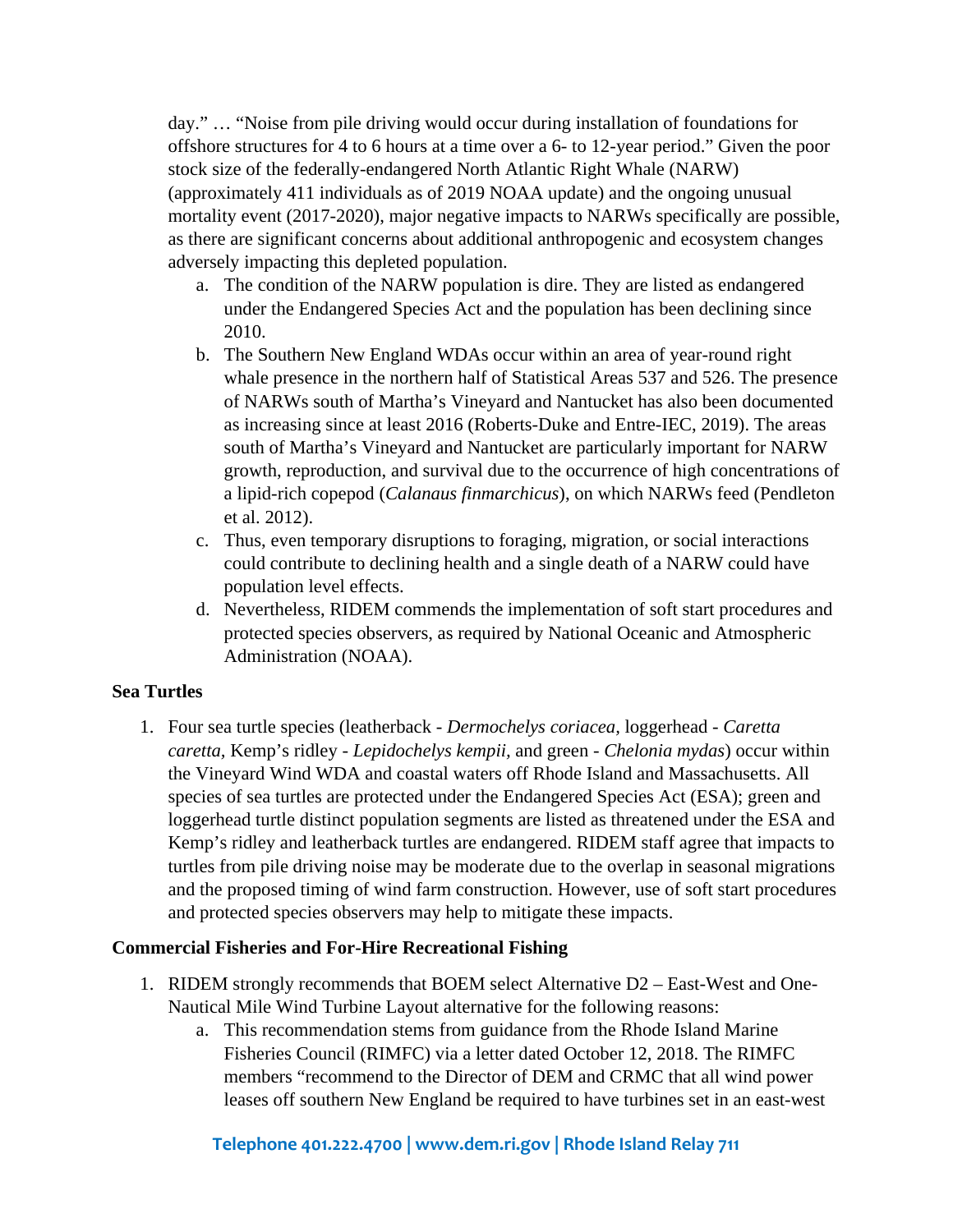day." … "Noise from pile driving would occur during installation of foundations for offshore structures for 4 to 6 hours at a time over a 6- to 12-year period." Given the poor stock size of the federally-endangered North Atlantic Right Whale (NARW) (approximately 411 individuals as of 2019 NOAA update) and the ongoing unusual mortality event (2017-2020), major negative impacts to NARWs specifically are possible, as there are significant concerns about additional anthropogenic and ecosystem changes adversely impacting this depleted population.

   a. The condition of the NARW population is dire. They are listed as endangered under the Endangered Species Act and the population has been declining since 2010.
   b. The Southern New England WDAs occur within an area of year-round right whale presence in the northern half of Statistical Areas 537 and 526. The presence of NARWs south of Martha's Vineyard and Nantucket has also been documented as increasing since at least 2016 (Roberts-Duke and Entre-IEC, 2019). The areas south of Martha's Vineyard and Nantucket are particularly important for NARW growth, reproduction, and survival due to the occurrence of high concentrations of a lipid-rich copepod (*Calanaus finmarchicus*), on which NARWs feed (Pendleton et al. 2012).
   c. Thus, even temporary disruptions to foraging, migration, or social interactions could contribute to declining health and a single death of a NARW could have population level effects.
   d. Nevertheless, RIDEM commends the implementation of soft start procedures and protected species observers, as required by National Oceanic and Atmospheric Administration (NOAA).

**Sea Turtles**

1. Four sea turtle species (leatherback - *Dermochelys coriacea,* loggerhead - *Caretta caretta,* Kemp's ridley - *Lepidochelys kempii,* and green - *Chelonia mydas*) occur within the Vineyard Wind WDA and coastal waters off Rhode Island and Massachusetts. All species of sea turtles are protected under the Endangered Species Act (ESA); green and loggerhead turtle distinct population segments are listed as threatened under the ESA and Kemp's ridley and leatherback turtles are endangered. RIDEM staff agree that impacts to turtles from pile driving noise may be moderate due to the overlap in seasonal migrations and the proposed timing of wind farm construction. However, use of soft start procedures and protected species observers may help to mitigate these impacts.

**Commercial Fisheries and For-Hire Recreational Fishing**

1. RIDEM strongly recommends that BOEM select Alternative D2 – East-West and One-Nautical Mile Wind Turbine Layout alternative for the following reasons:
   a. This recommendation stems from guidance from the Rhode Island Marine Fisheries Council (RIMFC) via a letter dated October 12, 2018. The RIMFC members "recommend to the Director of DEM and CRMC that all wind power leases off southern New England be required to have turbines set in an east-west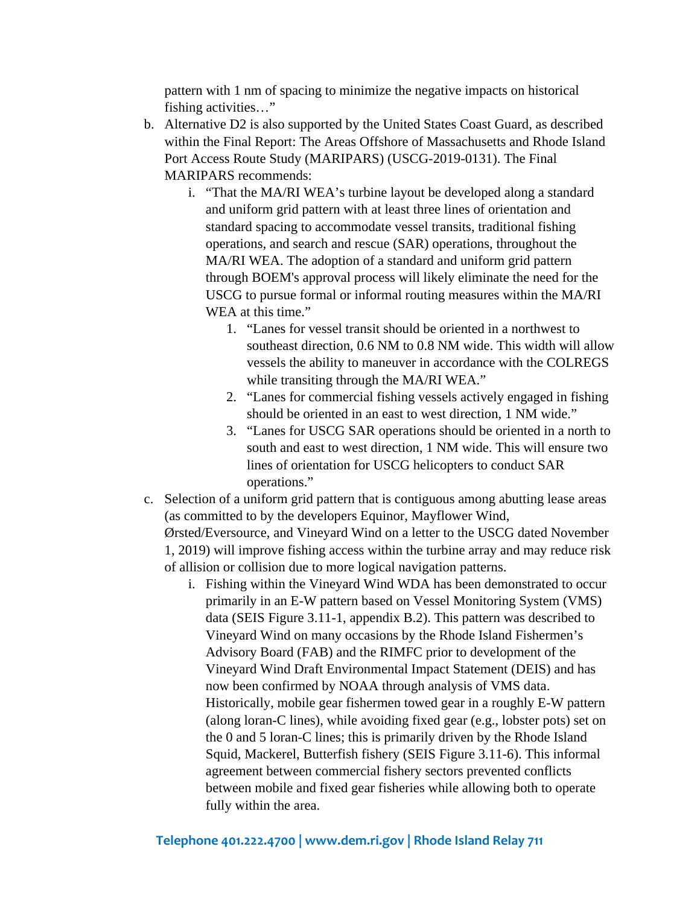pattern with 1 nm of spacing to minimize the negative impacts on historical fishing activities…"

b. Alternative D2 is also supported by the United States Coast Guard, as described within the Final Report: The Areas Offshore of Massachusetts and Rhode Island Port Access Route Study (MARIPARS) (USCG-2019-0131). The Final MARIPARS recommends:

    i. "That the MA/RI WEA's turbine layout be developed along a standard and uniform grid pattern with at least three lines of orientation and standard spacing to accommodate vessel transits, traditional fishing operations, and search and rescue (SAR) operations, throughout the MA/RI WEA. The adoption of a standard and uniform grid pattern through BOEM's approval process will likely eliminate the need for the USCG to pursue formal or informal routing measures within the MA/RI WEA at this time."

        1. "Lanes for vessel transit should be oriented in a northwest to southeast direction, 0.6 NM to 0.8 NM wide. This width will allow vessels the ability to maneuver in accordance with the COLREGS while transiting through the MA/RI WEA."
        2. "Lanes for commercial fishing vessels actively engaged in fishing should be oriented in an east to west direction, 1 NM wide."
        3. "Lanes for USCG SAR operations should be oriented in a north to south and east to west direction, 1 NM wide. This will ensure two lines of orientation for USCG helicopters to conduct SAR operations."

c. Selection of a uniform grid pattern that is contiguous among abutting lease areas (as committed to by the developers Equinor, Mayflower Wind, Ørsted/Eversource, and Vineyard Wind on a letter to the USCG dated November 1, 2019) will improve fishing access within the turbine array and may reduce risk of allision or collision due to more logical navigation patterns.

    i. Fishing within the Vineyard Wind WDA has been demonstrated to occur primarily in an E-W pattern based on Vessel Monitoring System (VMS) data (SEIS Figure 3.11-1, appendix B.2). This pattern was described to Vineyard Wind on many occasions by the Rhode Island Fishermen's Advisory Board (FAB) and the RIMFC prior to development of the Vineyard Wind Draft Environmental Impact Statement (DEIS) and has now been confirmed by NOAA through analysis of VMS data. Historically, mobile gear fishermen towed gear in a roughly E-W pattern (along loran-C lines), while avoiding fixed gear (e.g., lobster pots) set on the 0 and 5 loran-C lines; this is primarily driven by the Rhode Island Squid, Mackerel, Butterfish fishery (SEIS Figure 3.11-6). This informal agreement between commercial fishery sectors prevented conflicts between mobile and fixed gear fisheries while allowing both to operate fully within the area.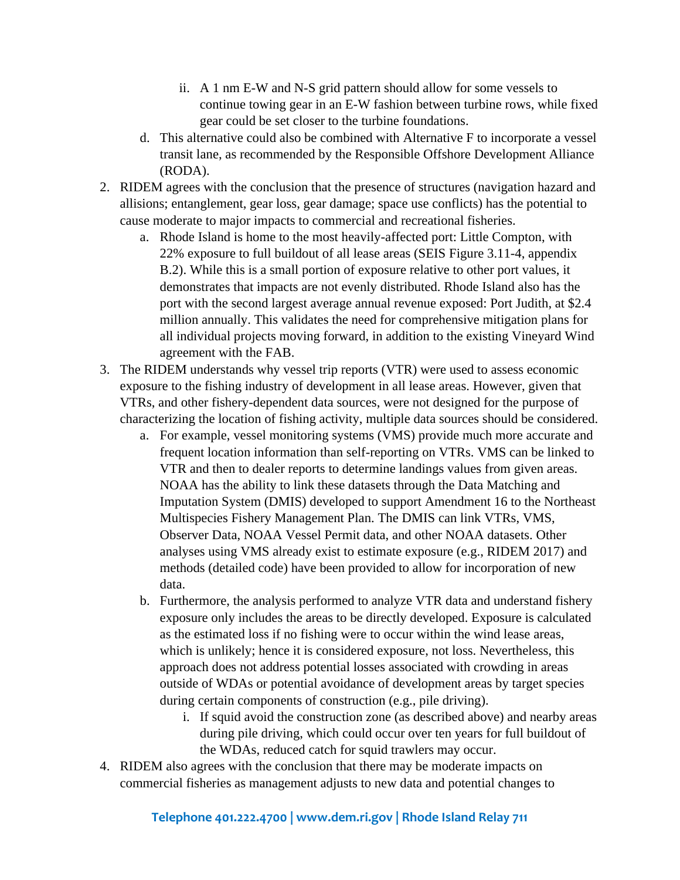ii. A 1 nm E-W and N-S grid pattern should allow for some vessels to continue towing gear in an E-W fashion between turbine rows, while fixed gear could be set closer to the turbine foundations.

    d. This alternative could also be combined with Alternative F to incorporate a vessel transit lane, as recommended by the Responsible Offshore Development Alliance (RODA).

2. RIDEM agrees with the conclusion that the presence of structures (navigation hazard and allisions; entanglement, gear loss, gear damage; space use conflicts) has the potential to cause moderate to major impacts to commercial and recreational fisheries.
    a. Rhode Island is home to the most heavily-affected port: Little Compton, with 22% exposure to full buildout of all lease areas (SEIS Figure 3.11-4, appendix B.2). While this is a small portion of exposure relative to other port values, it demonstrates that impacts are not evenly distributed. Rhode Island also has the port with the second largest average annual revenue exposed: Port Judith, at $2.4 million annually. This validates the need for comprehensive mitigation plans for all individual projects moving forward, in addition to the existing Vineyard Wind agreement with the FAB.

3. The RIDEM understands why vessel trip reports (VTR) were used to assess economic exposure to the fishing industry of development in all lease areas. However, given that VTRs, and other fishery-dependent data sources, were not designed for the purpose of characterizing the location of fishing activity, multiple data sources should be considered.
    a. For example, vessel monitoring systems (VMS) provide much more accurate and frequent location information than self-reporting on VTRs. VMS can be linked to VTR and then to dealer reports to determine landings values from given areas. NOAA has the ability to link these datasets through the Data Matching and Imputation System (DMIS) developed to support Amendment 16 to the Northeast Multispecies Fishery Management Plan. The DMIS can link VTRs, VMS, Observer Data, NOAA Vessel Permit data, and other NOAA datasets. Other analyses using VMS already exist to estimate exposure (e.g., RIDEM 2017) and methods (detailed code) have been provided to allow for incorporation of new data.
    b. Furthermore, the analysis performed to analyze VTR data and understand fishery exposure only includes the areas to be directly developed. Exposure is calculated as the estimated loss if no fishing were to occur within the wind lease areas, which is unlikely; hence it is considered exposure, not loss. Nevertheless, this approach does not address potential losses associated with crowding in areas outside of WDAs or potential avoidance of development areas by target species during certain components of construction (e.g., pile driving).
        i. If squid avoid the construction zone (as described above) and nearby areas during pile driving, which could occur over ten years for full buildout of the WDAs, reduced catch for squid trawlers may occur.

4. RIDEM also agrees with the conclusion that there may be moderate impacts on commercial fisheries as management adjusts to new data and potential changes to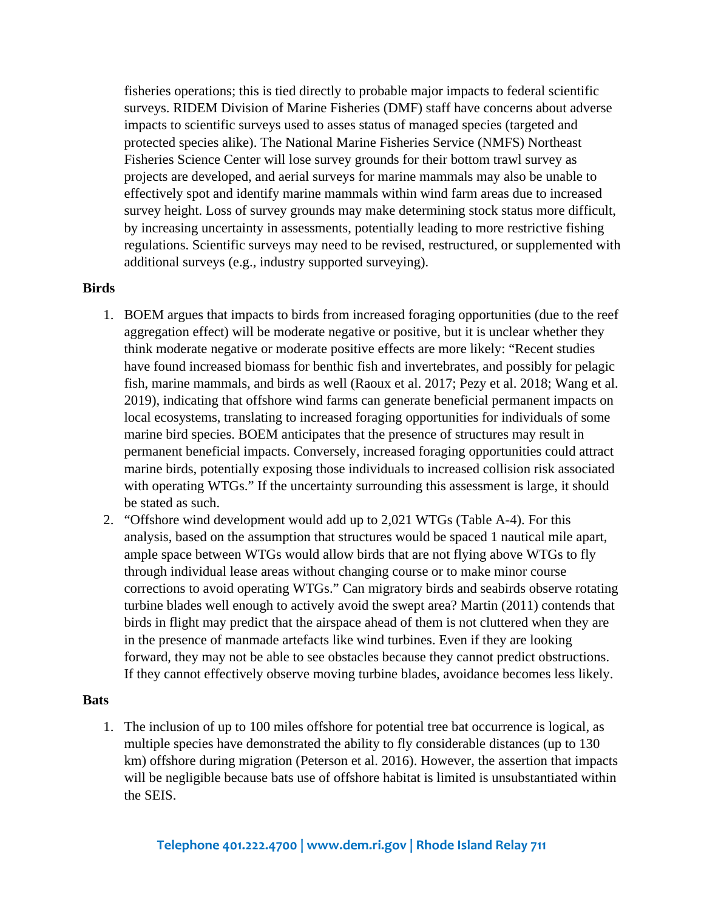fisheries operations; this is tied directly to probable major impacts to federal scientific surveys. RIDEM Division of Marine Fisheries (DMF) staff have concerns about adverse impacts to scientific surveys used to asses status of managed species (targeted and protected species alike). The National Marine Fisheries Service (NMFS) Northeast Fisheries Science Center will lose survey grounds for their bottom trawl survey as projects are developed, and aerial surveys for marine mammals may also be unable to effectively spot and identify marine mammals within wind farm areas due to increased survey height. Loss of survey grounds may make determining stock status more difficult, by increasing uncertainty in assessments, potentially leading to more restrictive fishing regulations. Scientific surveys may need to be revised, restructured, or supplemented with additional surveys (e.g., industry supported surveying).

**Birds**

1. BOEM argues that impacts to birds from increased foraging opportunities (due to the reef aggregation effect) will be moderate negative or positive, but it is unclear whether they think moderate negative or moderate positive effects are more likely: "Recent studies have found increased biomass for benthic fish and invertebrates, and possibly for pelagic fish, marine mammals, and birds as well (Raoux et al. 2017; Pezy et al. 2018; Wang et al. 2019), indicating that offshore wind farms can generate beneficial permanent impacts on local ecosystems, translating to increased foraging opportunities for individuals of some marine bird species. BOEM anticipates that the presence of structures may result in permanent beneficial impacts. Conversely, increased foraging opportunities could attract marine birds, potentially exposing those individuals to increased collision risk associated with operating WTGs." If the uncertainty surrounding this assessment is large, it should be stated as such.
2. "Offshore wind development would add up to 2,021 WTGs (Table A-4). For this analysis, based on the assumption that structures would be spaced 1 nautical mile apart, ample space between WTGs would allow birds that are not flying above WTGs to fly through individual lease areas without changing course or to make minor course corrections to avoid operating WTGs." Can migratory birds and seabirds observe rotating turbine blades well enough to actively avoid the swept area? Martin (2011) contends that birds in flight may predict that the airspace ahead of them is not cluttered when they are in the presence of manmade artefacts like wind turbines. Even if they are looking forward, they may not be able to see obstacles because they cannot predict obstructions. If they cannot effectively observe moving turbine blades, avoidance becomes less likely.

**Bats**

1. The inclusion of up to 100 miles offshore for potential tree bat occurrence is logical, as multiple species have demonstrated the ability to fly considerable distances (up to 130 km) offshore during migration (Peterson et al. 2016). However, the assertion that impacts will be negligible because bats use of offshore habitat is limited is unsubstantiated within the SEIS.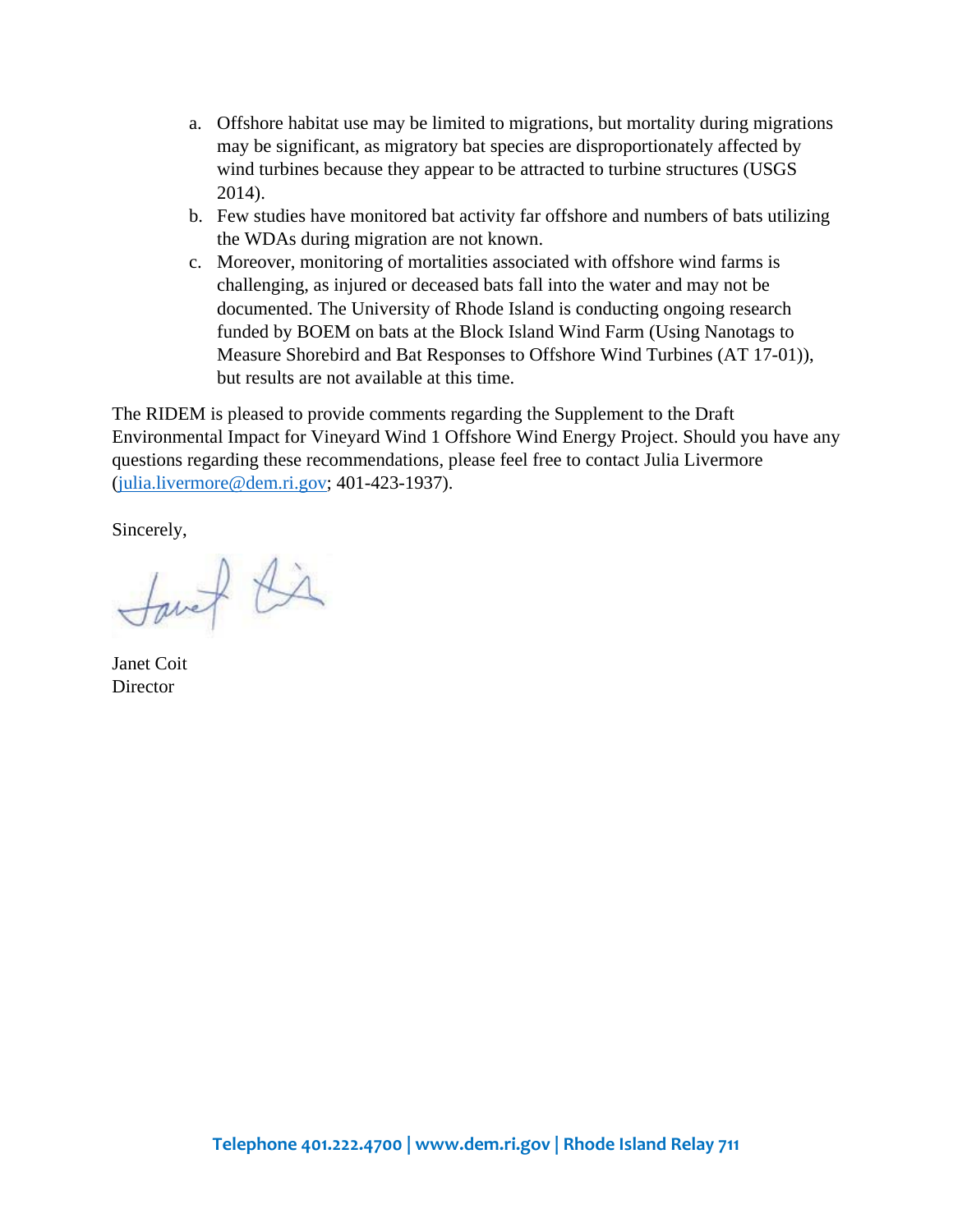a. Offshore habitat use may be limited to migrations, but mortality during migrations may be significant, as migratory bat species are disproportionately affected by wind turbines because they appear to be attracted to turbine structures (USGS 2014).
b. Few studies have monitored bat activity far offshore and numbers of bats utilizing the WDAs during migration are not known.
c. Moreover, monitoring of mortalities associated with offshore wind farms is challenging, as injured or deceased bats fall into the water and may not be documented. The University of Rhode Island is conducting ongoing research funded by BOEM on bats at the Block Island Wind Farm (Using Nanotags to Measure Shorebird and Bat Responses to Offshore Wind Turbines (AT 17-01)), but results are not available at this time.

The RIDEM is pleased to provide comments regarding the Supplement to the Draft Environmental Impact for Vineyard Wind 1 Offshore Wind Energy Project. Should you have any questions regarding these recommendations, please feel free to contact Julia Livermore (julia.livermore@dem.ri.gov; 401-423-1937).

Sincerely,

Janet Coit
Director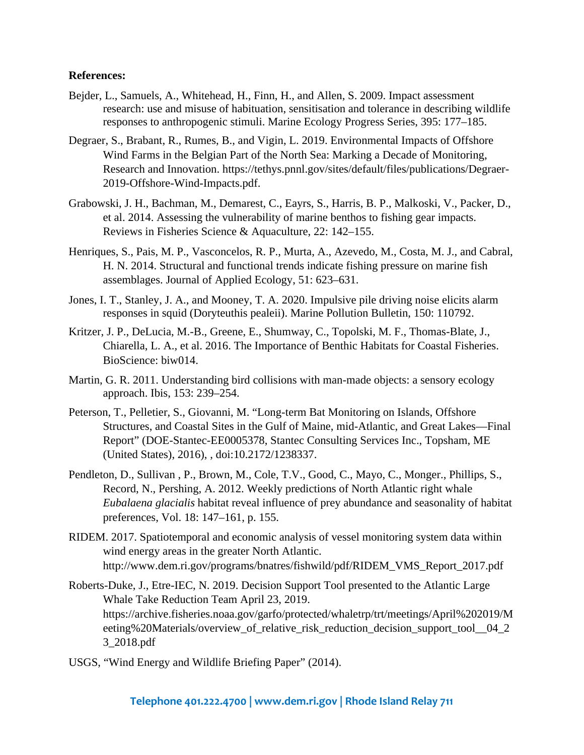**References:**

Bejder, L., Samuels, A., Whitehead, H., Finn, H., and Allen, S. 2009. Impact assessment research: use and misuse of habituation, sensitisation and tolerance in describing wildlife responses to anthropogenic stimuli. Marine Ecology Progress Series, 395: 177–185.

Degraer, S., Brabant, R., Rumes, B., and Vigin, L. 2019. Environmental Impacts of Offshore Wind Farms in the Belgian Part of the North Sea: Marking a Decade of Monitoring, Research and Innovation. https://tethys.pnnl.gov/sites/default/files/publications/Degraer-2019-Offshore-Wind-Impacts.pdf.

Grabowski, J. H., Bachman, M., Demarest, C., Eayrs, S., Harris, B. P., Malkoski, V., Packer, D., et al. 2014. Assessing the vulnerability of marine benthos to fishing gear impacts. Reviews in Fisheries Science & Aquaculture, 22: 142–155.

Henriques, S., Pais, M. P., Vasconcelos, R. P., Murta, A., Azevedo, M., Costa, M. J., and Cabral, H. N. 2014. Structural and functional trends indicate fishing pressure on marine fish assemblages. Journal of Applied Ecology, 51: 623–631.

Jones, I. T., Stanley, J. A., and Mooney, T. A. 2020. Impulsive pile driving noise elicits alarm responses in squid (Doryteuthis pealeii). Marine Pollution Bulletin, 150: 110792.

Kritzer, J. P., DeLucia, M.-B., Greene, E., Shumway, C., Topolski, M. F., Thomas-Blate, J., Chiarella, L. A., et al. 2016. The Importance of Benthic Habitats for Coastal Fisheries. BioScience: biw014.

Martin, G. R. 2011. Understanding bird collisions with man-made objects: a sensory ecology approach. Ibis, 153: 239–254.

Peterson, T., Pelletier, S., Giovanni, M. "Long-term Bat Monitoring on Islands, Offshore Structures, and Coastal Sites in the Gulf of Maine, mid-Atlantic, and Great Lakes—Final Report" (DOE-Stantec-EE0005378, Stantec Consulting Services Inc., Topsham, ME (United States), 2016), , doi:10.2172/1238337.

Pendleton, D., Sullivan , P., Brown, M., Cole, T.V., Good, C., Mayo, C., Monger., Phillips, S., Record, N., Pershing, A. 2012. Weekly predictions of North Atlantic right whale *Eubalaena glacialis* habitat reveal influence of prey abundance and seasonality of habitat preferences, Vol. 18: 147–161, p. 155.

RIDEM. 2017. Spatiotemporal and economic analysis of vessel monitoring system data within wind energy areas in the greater North Atlantic. http://www.dem.ri.gov/programs/bnatres/fishwild/pdf/RIDEM_VMS_Report_2017.pdf

Roberts-Duke, J., Etre-IEC, N. 2019. Decision Support Tool presented to the Atlantic Large Whale Take Reduction Team April 23, 2019. https://archive.fisheries.noaa.gov/garfo/protected/whaletrp/trt/meetings/April%202019/Meeting%20Materials/overview_of_relative_risk_reduction_decision_support_tool__04_23_2018.pdf

USGS, "Wind Energy and Wildlife Briefing Paper" (2014).